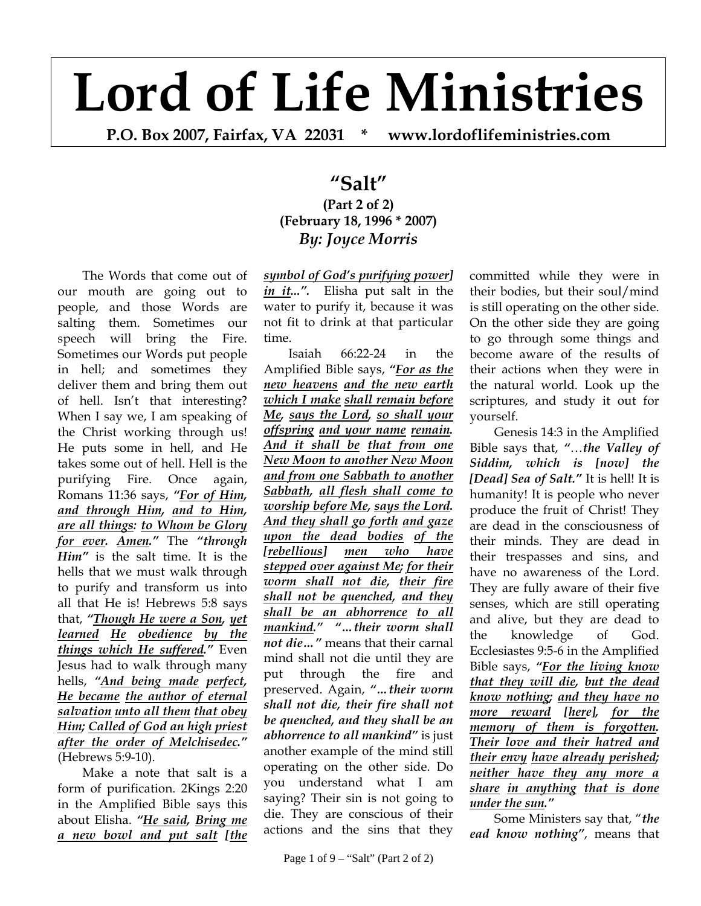# Lord of Life Ministries

**P.O. Box 2007, Fairfax, VA 22031 * www.lordoflifeministries.com**

## "Salt"

**(Part 2 of 2)**
**(February 18, 1996 * 2007)**
***By: Joyce Morris***

The Words that come out of our mouth are going out to people, and those Words are salting them. Sometimes our speech will bring the Fire. Sometimes our Words put people in hell; and sometimes they deliver them and bring them out of hell. Isn't that interesting? When I say we, I am speaking of the Christ working through us! He puts some in hell, and He takes some out of hell. Hell is the purifying Fire. Once again, Romans 11:36 says, ***"For of Him, and through Him, and to Him, are all things: to Whom be Glory for ever. Amen."*** The ***"through Him"*** is the salt time. It is the hells that we must walk through to purify and transform us into all that He is! Hebrews 5:8 says that, ***"Though He were a Son, yet learned He obedience by the things which He suffered."*** Even Jesus had to walk through many hells, ***"And being made perfect, He became the author of eternal salvation unto all them that obey Him; Called of God an high priest after the order of Melchisedec."*** (Hebrews 5:9-10).

Make a note that salt is a form of purification. 2Kings 2:20 in the Amplified Bible says this about Elisha. ***"He said, Bring me a new bowl and put salt [the symbol of God's purifying power] in it...".*** Elisha put salt in the water to purify it, because it was not fit to drink at that particular time.

Isaiah 66:22-24 in the Amplified Bible says, ***"For as the new heavens and the new earth which I make shall remain before Me, says the Lord, so shall your offspring and your name remain. And it shall be that from one New Moon to another New Moon and from one Sabbath to another Sabbath, all flesh shall come to worship before Me, says the Lord. And they shall go forth and gaze upon the dead bodies of the [rebellious] men who have stepped over against Me; for their worm shall not die, their fire shall not be quenched, and they shall be an abhorrence to all mankind." "...their worm shall not die..."*** means that their carnal mind shall not die until they are put through the fire and preserved. Again, ***"...their worm shall not die, their fire shall not be quenched, and they shall be an abhorrence to all mankind"*** is just another example of the mind still operating on the other side. Do you understand what I am saying? Their sin is not going to die. They are conscious of their actions and the sins that they committed while they were in their bodies, but their soul/mind is still operating on the other side. On the other side they are going to go through some things and become aware of the results of their actions when they were in the natural world. Look up the scriptures, and study it out for yourself.

Genesis 14:3 in the Amplified Bible says that, ***"...the Valley of Siddim, which is [now] the [Dead] Sea of Salt."*** It is hell! It is humanity! It is people who never produce the fruit of Christ! They are dead in the consciousness of their minds. They are dead in their trespasses and sins, and have no awareness of the Lord. They are fully aware of their five senses, which are still operating and alive, but they are dead to the knowledge of God. Ecclesiastes 9:5-6 in the Amplified Bible says, ***"For the living know that they will die, but the dead know nothing; and they have no more reward [here], for the memory of them is forgotten. Their love and their hatred and their envy have already perished; neither have they any more a share in anything that is done under the sun."***

Some Ministers say that, "***the ead know nothing***", means that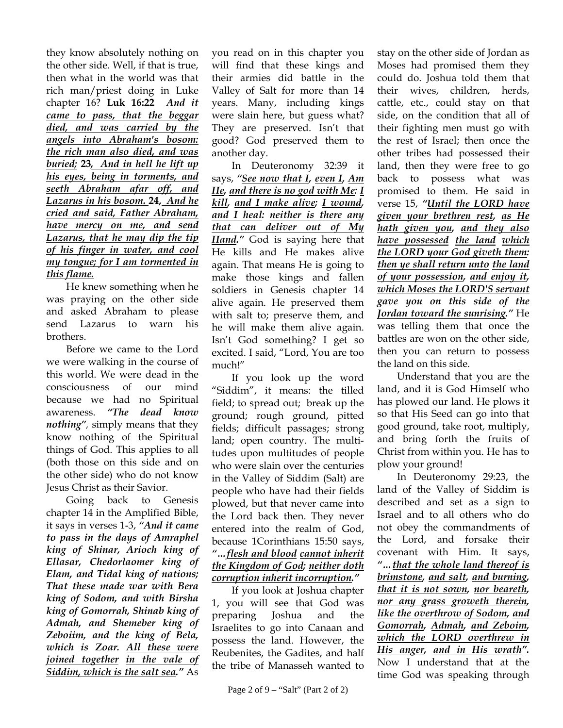they know absolutely nothing on the other side. Well, if that is true, then what in the world was that rich man/priest doing in Luke chapter 16? **Luk 16:22** ***And it came to pass, that the beggar died, and was carried by the angels into Abraham's bosom: the rich man also died, and was buried;*** **23*, And in hell he lift up his eyes, being in torments, and seeth Abraham afar off, and Lazarus in his bosom.*** **24*, And he cried and said, Father Abraham, have mercy on me, and send Lazarus, that he may dip the tip of his finger in water, and cool my tongue; for I am tormented in this flame.***

He knew something when he was praying on the other side and asked Abraham to please send Lazarus to warn his brothers.

Before we came to the Lord we were walking in the course of this world. We were dead in the consciousness of our mind because we had no Spiritual awareness. ***"The dead know nothing"****,* simply means that they know nothing of the Spiritual things of God. This applies to all (both those on this side and on the other side) who do not know Jesus Christ as their Savior.

Going back to Genesis chapter 14 in the Amplified Bible, it says in verses 1-3, ***"And it came to pass in the days of Amraphel king of Shinar, Arioch king of Ellasar, Chedorlaomer king of Elam, and Tidal king of nations; That these made war with Bera king of Sodom, and with Birsha king of Gomorrah, Shinab king of Admah, and Shemeber king of Zeboiim, and the king of Bela, which is Zoar. All these were joined together in the vale of Siddim, which is the salt sea."*** As you read on in this chapter you will find that these kings and their armies did battle in the Valley of Salt for more than 14 years. Many, including kings were slain here, but guess what? They are preserved. Isn't that good? God preserved them to another day.

In Deuteronomy 32:39 it says, ***"See now that I, even I, Am He, and there is no god with Me: I kill, and I make alive; I wound, and I heal: neither is there any that can deliver out of My Hand."*** God is saying here that He kills and He makes alive again. That means He is going to make those kings and fallen soldiers in Genesis chapter 14 alive again. He preserved them with salt to; preserve them, and he will make them alive again. Isn't God something? I get so excited. I said, "Lord, You are too much!"

If you look up the word "Siddim", it means: the tilled field; to spread out; break up the ground; rough ground, pitted fields; difficult passages; strong land; open country. The multitudes upon multitudes of people who were slain over the centuries in the Valley of Siddim (Salt) are people who have had their fields plowed, but that never came into the Lord back then. They never entered into the realm of God, because 1Corinthians 15:50 says, ***"…flesh and blood cannot inherit the Kingdom of God; neither doth corruption inherit incorruption."***

If you look at Joshua chapter 1, you will see that God was preparing Joshua and the Israelites to go into Canaan and possess the land. However, the Reubenites, the Gadites, and half the tribe of Manasseh wanted to stay on the other side of Jordan as Moses had promised them they could do. Joshua told them that their wives, children, herds, cattle, etc., could stay on that side, on the condition that all of their fighting men must go with the rest of Israel; then once the other tribes had possessed their land, then they were free to go back to possess what was promised to them. He said in verse 15, ***"Until the LORD have given your brethren rest, as He hath given you, and they also have possessed the land which the LORD your God giveth them: then ye shall return unto the land of your possession, and enjoy it, which Moses the LORD'S servant gave you on this side of the Jordan toward the sunrising."*** He was telling them that once the battles are won on the other side, then you can return to possess the land on this side.

Understand that you are the land, and it is God Himself who has plowed our land. He plows it so that His Seed can go into that good ground, take root, multiply, and bring forth the fruits of Christ from within you. He has to plow your ground!

In Deuteronomy 29:23, the land of the Valley of Siddim is described and set as a sign to Israel and to all others who do not obey the commandments of the Lord, and forsake their covenant with Him. It says, ***"…that the whole land thereof is brimstone, and salt, and burning, that it is not sown, nor beareth, nor any grass groweth therein, like the overthrow of Sodom, and Gomorrah, Admah, and Zeboim, which the LORD overthrew in His anger, and in His wrath"*****.** Now I understand that at the time God was speaking through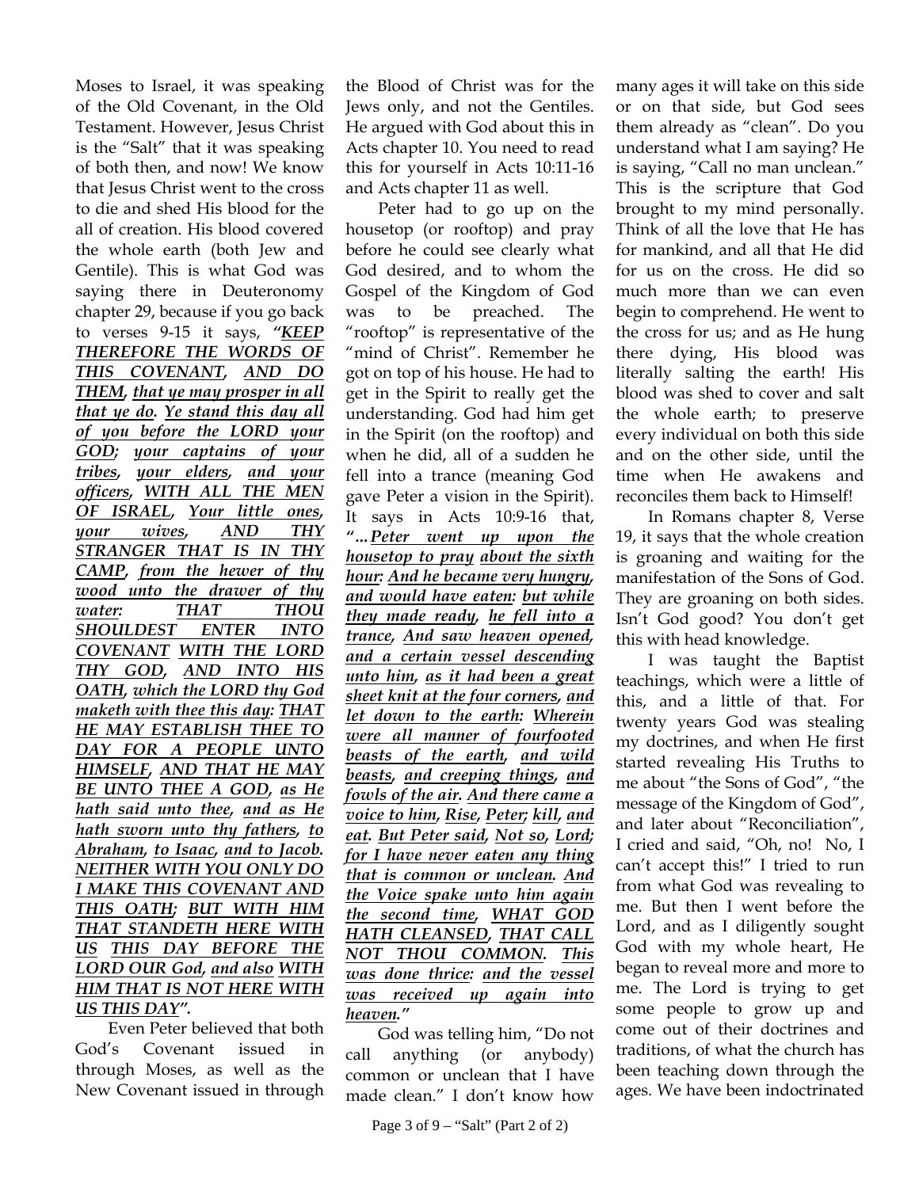Moses to Israel, it was speaking of the Old Covenant, in the Old Testament. However, Jesus Christ is the "Salt" that it was speaking of both then, and now! We know that Jesus Christ went to the cross to die and shed His blood for the all of creation. His blood covered the whole earth (both Jew and Gentile). This is what God was saying there in Deuteronomy chapter 29, because if you go back to verses 9-15 it says, ***"KEEP THEREFORE THE WORDS OF THIS COVENANT, AND DO THEM, that ye may prosper in all that ye do. Ye stand this day all of you before the LORD your GOD; your captains of your tribes, your elders, and your officers, WITH ALL THE MEN OF ISRAEL, Your little ones, your wives, AND THY STRANGER THAT IS IN THY CAMP, from the hewer of thy wood unto the drawer of thy water: THAT THOU SHOULDEST ENTER INTO COVENANT WITH THE LORD THY GOD, AND INTO HIS OATH, which the LORD thy God maketh with thee this day: THAT HE MAY ESTABLISH THEE TO DAY FOR A PEOPLE UNTO HIMSELF, AND THAT HE MAY BE UNTO THEE A GOD, as He hath said unto thee, and as He hath sworn unto thy fathers, to Abraham, to Isaac, and to Jacob. NEITHER WITH YOU ONLY DO I MAKE THIS COVENANT AND THIS OATH; BUT WITH HIM THAT STANDETH HERE WITH US THIS DAY BEFORE THE LORD OUR God, and also WITH HIM THAT IS NOT HERE WITH US THIS DAY".***

Even Peter believed that both God's Covenant issued in through Moses, as well as the New Covenant issued in through the Blood of Christ was for the Jews only, and not the Gentiles. He argued with God about this in Acts chapter 10. You need to read this for yourself in Acts 10:11-16 and Acts chapter 11 as well.

Peter had to go up on the housetop (or rooftop) and pray before he could see clearly what God desired, and to whom the Gospel of the Kingdom of God was to be preached. The "rooftop" is representative of the "mind of Christ". Remember he got on top of his house. He had to get in the Spirit to really get the understanding. God had him get in the Spirit (on the rooftop) and when he did, all of a sudden he fell into a trance (meaning God gave Peter a vision in the Spirit). It says in Acts 10:9-16 that, ***"...Peter went up upon the housetop to pray about the sixth hour: And he became very hungry, and would have eaten: but while they made ready, he fell into a trance, And saw heaven opened, and a certain vessel descending unto him, as it had been a great sheet knit at the four corners, and let down to the earth: Wherein were all manner of fourfooted beasts of the earth, and wild beasts, and creeping things, and fowls of the air. And there came a voice to him, Rise, Peter; kill, and eat. But Peter said, Not so, Lord; for I have never eaten any thing that is common or unclean. And the Voice spake unto him again the second time, WHAT GOD HATH CLEANSED, THAT CALL NOT THOU COMMON. This was done thrice: and the vessel was received up again into heaven."***

God was telling him, "Do not call anything (or anybody) common or unclean that I have made clean." I don't know how many ages it will take on this side or on that side, but God sees them already as "clean". Do you understand what I am saying? He is saying, "Call no man unclean." This is the scripture that God brought to my mind personally. Think of all the love that He has for mankind, and all that He did for us on the cross. He did so much more than we can even begin to comprehend. He went to the cross for us; and as He hung there dying, His blood was literally salting the earth! His blood was shed to cover and salt the whole earth; to preserve every individual on both this side and on the other side, until the time when He awakens and reconciles them back to Himself!

In Romans chapter 8, Verse 19, it says that the whole creation is groaning and waiting for the manifestation of the Sons of God. They are groaning on both sides. Isn't God good? You don't get this with head knowledge.

I was taught the Baptist teachings, which were a little of this, and a little of that. For twenty years God was stealing my doctrines, and when He first started revealing His Truths to me about "the Sons of God", "the message of the Kingdom of God", and later about "Reconciliation", I cried and said, "Oh, no! No, I can't accept this!" I tried to run from what God was revealing to me. But then I went before the Lord, and as I diligently sought God with my whole heart, He began to reveal more and more to me. The Lord is trying to get some people to grow up and come out of their doctrines and traditions, of what the church has been teaching down through the ages. We have been indoctrinated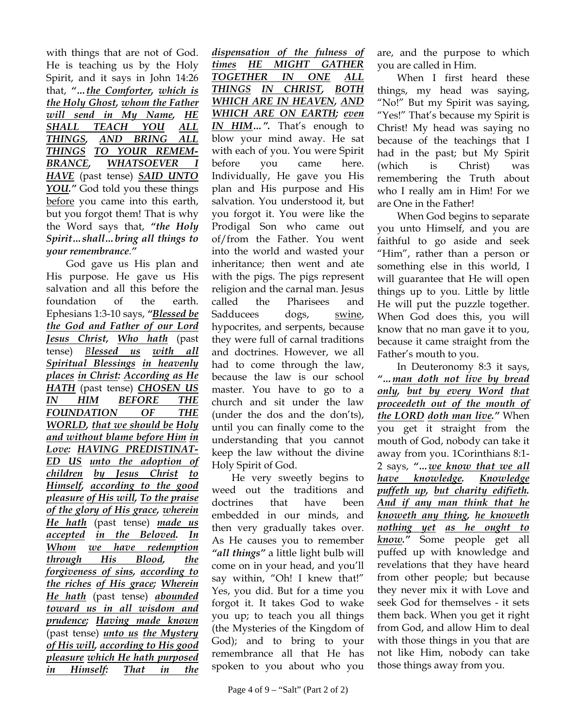with things that are not of God. He is teaching us by the Holy Spirit, and it says in John 14:26 that, ***"…the Comforter, which is the Holy Ghost, whom the Father will send in My Name, HE SHALL TEACH YOU ALL THINGS, AND BRING ALL THINGS TO YOUR REMEMBRANCE, WHATSOEVER I HAVE*** (past tense) ***SAID UNTO YOU."*** God told you these things before you came into this earth, but you forgot them! That is why the Word says that, ***"the Holy Spirit…shall…bring all things to your remembrance."***

God gave us His plan and His purpose. He gave us His salvation and all this before the foundation of the earth. Ephesians 1:3-10 says, ***"Blessed be the God and Father of our Lord Jesus Christ, Who hath*** (past tense) ***Blessed us with all Spiritual Blessings in heavenly places in Christ: According as He HATH*** (past tense) ***CHOSEN US IN HIM BEFORE THE FOUNDATION OF THE WORLD, that we should be Holy and without blame before Him in Love: HAVING PREDISTINATED US unto the adoption of children by Jesus Christ to Himself, according to the good pleasure of His will, To the praise of the glory of His grace, wherein He hath*** (past tense) ***made us accepted in the Beloved. In Whom we have redemption through His Blood, the forgiveness of sins, according to the riches of His grace; Wherein He hath*** (past tense) ***abounded toward us in all wisdom and prudence; Having made known*** (past tense) ***unto us the Mystery of His will, according to His good pleasure which He hath purposed in Himself: That in the dispensation of the fulness of times HE MIGHT GATHER TOGETHER IN ONE ALL THINGS IN CHRIST, BOTH WHICH ARE IN HEAVEN, AND WHICH ARE ON EARTH; even IN HIM…".*** That's enough to blow your mind away. He sat with each of you. You were Spirit before you came here. Individually, He gave you His plan and His purpose and His salvation. You understood it, but you forgot it. You were like the Prodigal Son who came out of/from the Father. You went into the world and wasted your inheritance; then went and ate with the pigs. The pigs represent religion and the carnal man. Jesus called the Pharisees and Sadducees dogs, swine, hypocrites, and serpents, because they were full of carnal traditions and doctrines. However, we all had to come through the law, because the law is our school master. You have to go to a church and sit under the law (under the dos and the don'ts), until you can finally come to the understanding that you cannot keep the law without the divine Holy Spirit of God.

He very sweetly begins to weed out the traditions and doctrines that have been embedded in our minds, and then very gradually takes over. As He causes you to remember ***"all things"*** a little light bulb will come on in your head, and you'll say within, "Oh! I knew that!" Yes, you did. But for a time you forgot it. It takes God to wake you up; to teach you all things (the Mysteries of the Kingdom of God); and to bring to your remembrance all that He has spoken to you about who you are, and the purpose to which you are called in Him.

When I first heard these things, my head was saying, "No!" But my Spirit was saying, "Yes!" That's because my Spirit is Christ! My head was saying no because of the teachings that I had in the past; but My Spirit (which is Christ) was remembering the Truth about who I really am in Him! For we are One in the Father!

When God begins to separate you unto Himself, and you are faithful to go aside and seek "Him", rather than a person or something else in this world, I will guarantee that He will open things up to you. Little by little He will put the puzzle together. When God does this, you will know that no man gave it to you, because it came straight from the Father's mouth to you.

In Deuteronomy 8:3 it says, ***"…man doth not live by bread only, but by every Word that proceedeth out of the mouth of the LORD doth man live."*** When you get it straight from the mouth of God, nobody can take it away from you. 1Corinthians 8:1-2 says, ***"…we know that we all have knowledge. Knowledge puffeth up, but charity edifieth. And if any man think that he knoweth any thing, he knoweth nothing yet as he ought to know."*** Some people get all puffed up with knowledge and revelations that they have heard from other people; but because they never mix it with Love and seek God for themselves - it sets them back. When you get it right from God, and allow Him to deal with those things in you that are not like Him, nobody can take those things away from you.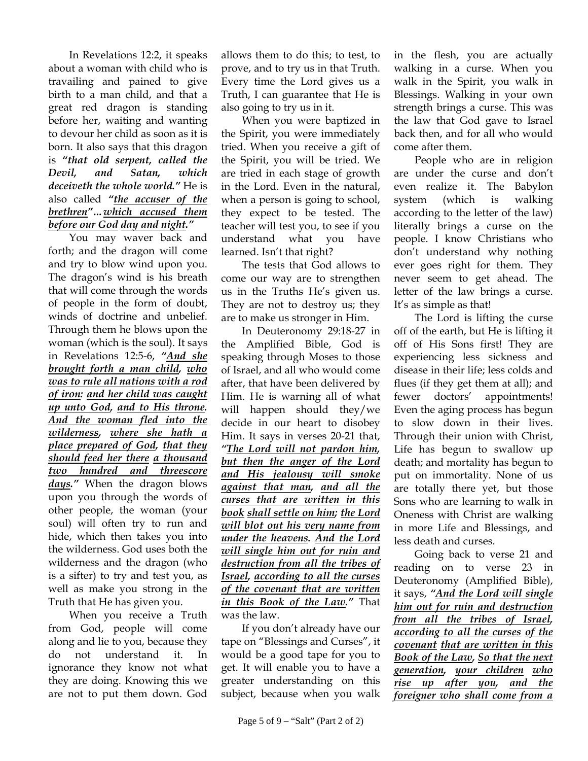In Revelations 12:2, it speaks about a woman with child who is travailing and pained to give birth to a man child, and that a great red dragon is standing before her, waiting and wanting to devour her child as soon as it is born. It also says that this dragon is ***"that old serpent, called the Devil, and Satan, which deceiveth the whole world."*** He is also called ***"<u>the accuser of the brethren</u>"... <u>which accused them before our God</u> <u>day and night</u>."***

You may waver back and forth; and the dragon will come and try to blow wind upon you. The dragon's wind is his breath that will come through the words of people in the form of doubt, winds of doctrine and unbelief. Through them he blows upon the woman (which is the soul). It says in Revelations 12:5-6, ***"<u>And she brought forth a man child</u>, <u>who was to rule all nations with a rod of iron</u>: <u>and her child was caught up unto God</u>, <u>and to His throne</u>. <u>And the woman fled into the wilderness</u>, <u>where she hath a place prepared of God</u>, <u>that they should feed her there</u> <u>a thousand two hundred and threescore days</u>."*** When the dragon blows upon you through the words of other people, the woman (your soul) will often try to run and hide, which then takes you into the wilderness. God uses both the wilderness and the dragon (who is a sifter) to try and test you, as well as make you strong in the Truth that He has given you.

When you receive a Truth from God, people will come along and lie to you, because they do not understand it. In ignorance they know not what they are doing. Knowing this we are not to put them down. God allows them to do this; to test, to prove, and to try us in that Truth. Every time the Lord gives us a Truth, I can guarantee that He is also going to try us in it.

When you were baptized in the Spirit, you were immediately tried. When you receive a gift of the Spirit, you will be tried. We are tried in each stage of growth in the Lord. Even in the natural, when a person is going to school, they expect to be tested. The teacher will test you, to see if you understand what you have learned. Isn't that right?

The tests that God allows to come our way are to strengthen us in the Truths He's given us. They are not to destroy us; they are to make us stronger in Him.

In Deuteronomy 29:18-27 in the Amplified Bible, God is speaking through Moses to those of Israel, and all who would come after, that have been delivered by Him. He is warning all of what will happen should they/we decide in our heart to disobey Him. It says in verses 20-21 that, ***"<u>The Lord will not pardon him</u>, <u>but then the anger of the Lord and His jealousy will smoke against that man</u>, <u>and all the curses that are written in this book</u> <u>shall settle on him</u>; <u>the Lord will blot out his very name from under the heavens</u>. <u>And the Lord will single him out for ruin and destruction from all the tribes of Israel</u>, <u>according to all the curses of the covenant that are written in this Book of the Law</u>."*** That was the law.

If you don't already have our tape on "Blessings and Curses", it would be a good tape for you to get. It will enable you to have a greater understanding on this subject, because when you walk in the flesh, you are actually walking in a curse. When you walk in the Spirit, you walk in Blessings. Walking in your own strength brings a curse. This was the law that God gave to Israel back then, and for all who would come after them.

People who are in religion are under the curse and don't even realize it. The Babylon system (which is walking according to the letter of the law) literally brings a curse on the people. I know Christians who don't understand why nothing ever goes right for them. They never seem to get ahead. The letter of the law brings a curse. It's as simple as that!

The Lord is lifting the curse off of the earth, but He is lifting it off of His Sons first! They are experiencing less sickness and disease in their life; less colds and flues (if they get them at all); and fewer doctors' appointments! Even the aging process has begun to slow down in their lives. Through their union with Christ, Life has begun to swallow up death; and mortality has begun to put on immortality. None of us are totally there yet, but those Sons who are learning to walk in Oneness with Christ are walking in more Life and Blessings, and less death and curses.

Going back to verse 21 and reading on to verse 23 in Deuteronomy (Amplified Bible), it says, ***"<u>And the Lord will single him out for ruin and destruction from all the tribes of Israel</u>, <u>according to all the curses</u> <u>of the covenant</u> <u>that are written in this Book of the Law</u>, <u>So that the next generation</u>, <u>your children</u> <u>who rise up after you</u>, <u>and the foreigner who shall come from a</u>***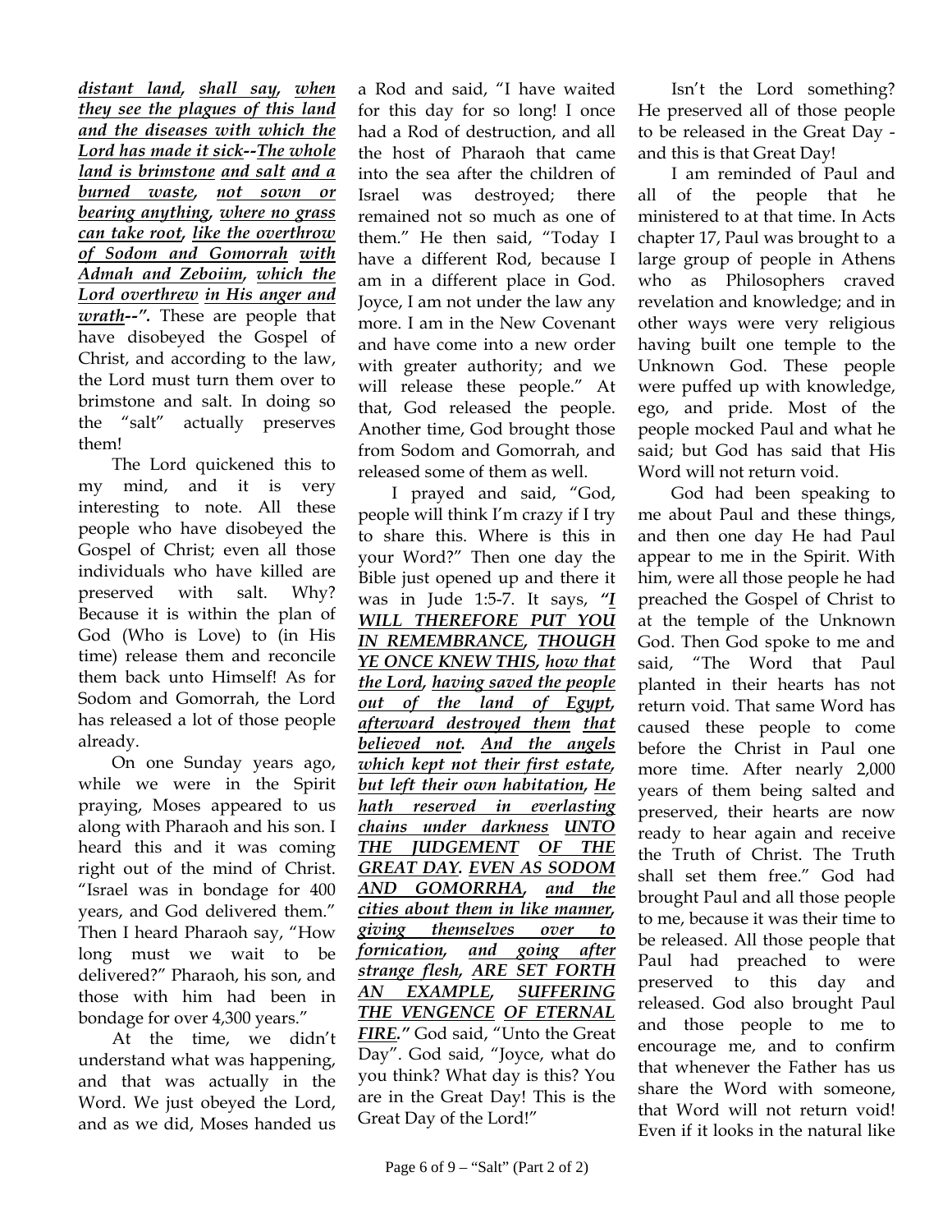***distant land, shall say, when they see the plagues of this land and the diseases with which the Lord has made it sick--The whole land is brimstone and salt and a burned waste, not sown or bearing anything, where no grass can take root, like the overthrow of Sodom and Gomorrah with Admah and Zeboiim, which the Lord overthrew in His anger and wrath--".*** These are people that have disobeyed the Gospel of Christ, and according to the law, the Lord must turn them over to brimstone and salt. In doing so the "salt" actually preserves them!

The Lord quickened this to my mind, and it is very interesting to note. All these people who have disobeyed the Gospel of Christ; even all those individuals who have killed are preserved with salt. Why? Because it is within the plan of God (Who is Love) to (in His time) release them and reconcile them back unto Himself! As for Sodom and Gomorrah, the Lord has released a lot of those people already.

On one Sunday years ago, while we were in the Spirit praying, Moses appeared to us along with Pharaoh and his son. I heard this and it was coming right out of the mind of Christ. "Israel was in bondage for 400 years, and God delivered them." Then I heard Pharaoh say, "How long must we wait to be delivered?" Pharaoh, his son, and those with him had been in bondage for over 4,300 years."

At the time, we didn't understand what was happening, and that was actually in the Word. We just obeyed the Lord, and as we did, Moses handed us a Rod and said, "I have waited for this day for so long! I once had a Rod of destruction, and all the host of Pharaoh that came into the sea after the children of Israel was destroyed; there remained not so much as one of them." He then said, "Today I have a different Rod, because I am in a different place in God. Joyce, I am not under the law any more. I am in the New Covenant and have come into a new order with greater authority; and we will release these people." At that, God released the people. Another time, God brought those from Sodom and Gomorrah, and released some of them as well.

I prayed and said, "God, people will think I'm crazy if I try to share this. Where is this in your Word?" Then one day the Bible just opened up and there it was in Jude 1:5-7. It says, ***"I WILL THEREFORE PUT YOU IN REMEMBRANCE, THOUGH YE ONCE KNEW THIS, how that the Lord, having saved the people out of the land of Egypt, afterward destroyed them that believed not. And the angels which kept not their first estate, but left their own habitation, He hath reserved in everlasting chains under darkness UNTO THE JUDGEMENT OF THE GREAT DAY. EVEN AS SODOM AND GOMORRHA, and the cities about them in like manner, giving themselves over to fornication, and going after strange flesh, ARE SET FORTH AN EXAMPLE, SUFFERING THE VENGENCE OF ETERNAL FIRE."*** God said, "Unto the Great Day". God said, "Joyce, what do you think? What day is this? You are in the Great Day! This is the Great Day of the Lord!"

Isn't the Lord something? He preserved all of those people to be released in the Great Day - and this is that Great Day!

I am reminded of Paul and all of the people that he ministered to at that time. In Acts chapter 17, Paul was brought to a large group of people in Athens who as Philosophers craved revelation and knowledge; and in other ways were very religious having built one temple to the Unknown God. These people were puffed up with knowledge, ego, and pride. Most of the people mocked Paul and what he said; but God has said that His Word will not return void.

God had been speaking to me about Paul and these things, and then one day He had Paul appear to me in the Spirit. With him, were all those people he had preached the Gospel of Christ to at the temple of the Unknown God. Then God spoke to me and said, "The Word that Paul planted in their hearts has not return void. That same Word has caused these people to come before the Christ in Paul one more time. After nearly 2,000 years of them being salted and preserved, their hearts are now ready to hear again and receive the Truth of Christ. The Truth shall set them free." God had brought Paul and all those people to me, because it was their time to be released. All those people that Paul had preached to were preserved to this day and released. God also brought Paul and those people to me to encourage me, and to confirm that whenever the Father has us share the Word with someone, that Word will not return void! Even if it looks in the natural like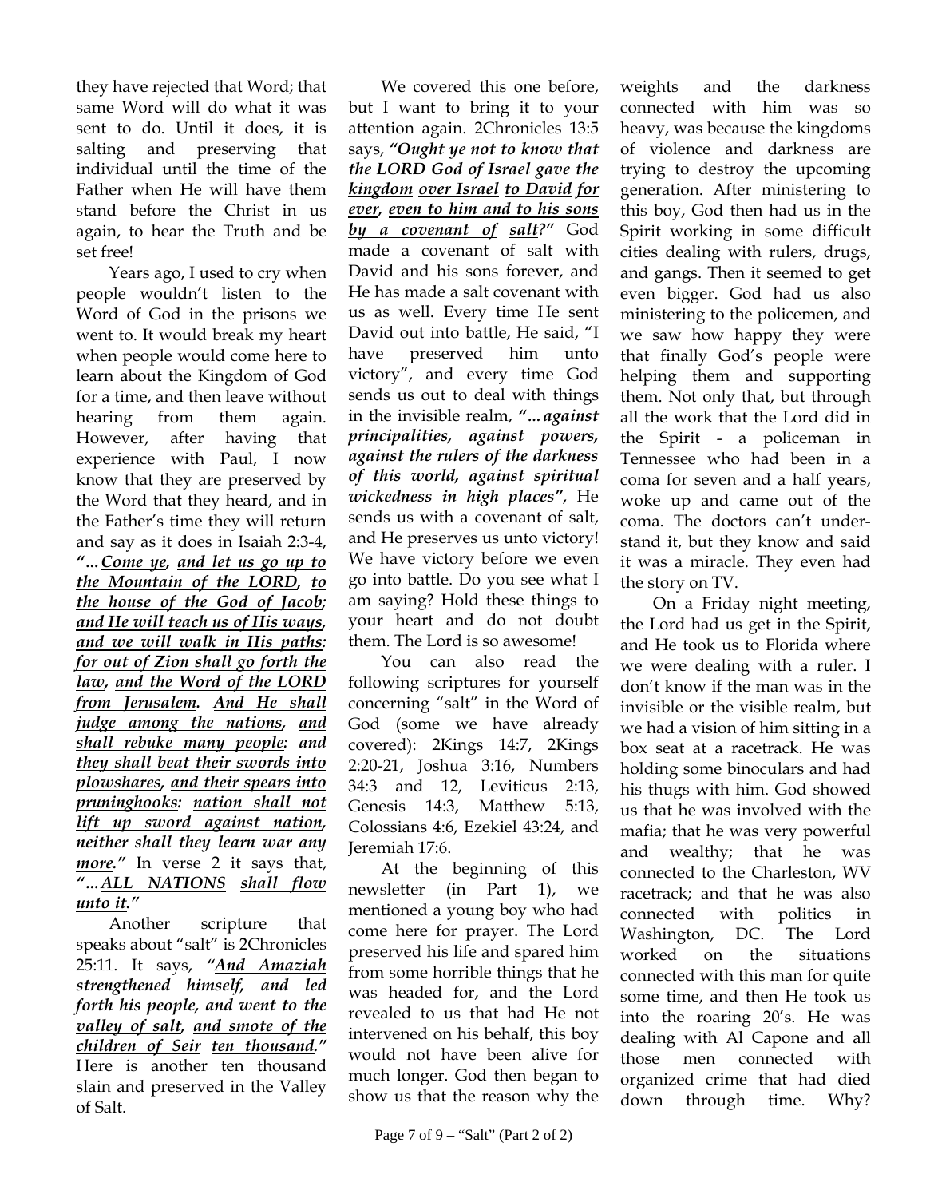they have rejected that Word; that same Word will do what it was sent to do. Until it does, it is salting and preserving that individual until the time of the Father when He will have them stand before the Christ in us again, to hear the Truth and be set free!

Years ago, I used to cry when people wouldn't listen to the Word of God in the prisons we went to. It would break my heart when people would come here to learn about the Kingdom of God for a time, and then leave without hearing from them again. However, after having that experience with Paul, I now know that they are preserved by the Word that they heard, and in the Father's time they will return and say as it does in Isaiah 2:3-4, ***"...<u>Come ye</u>, <u>and let us go up to the Mountain of the LORD</u>, <u>to the house of the God of Jacob</u>; <u>and He will teach us of His ways</u>, <u>and we will walk in His paths</u>: <u>for out of Zion shall go forth the law</u>, <u>and the Word of the LORD from Jerusalem</u>. <u>And He shall judge among the nations</u>, <u>and shall rebuke many people</u>: and <u>they shall beat their swords into plowshares</u>, <u>and their spears into pruninghooks</u>: <u>nation shall not lift up sword against nation</u>, <u>neither shall they learn war any more</u>."*** In verse 2 it says that, ***"...<u>ALL NATIONS</u> <u>shall flow unto it</u>."***

Another scripture that speaks about "salt" is 2Chronicles 25:11. It says, ***"<u>And Amaziah strengthened himself</u>, <u>and led forth his people</u>, <u>and went to</u> <u>the valley of salt</u>, <u>and smote of the children of Seir</u> <u>ten thousand</u>."*** Here is another ten thousand slain and preserved in the Valley of Salt.

We covered this one before, but I want to bring it to your attention again. 2Chronicles 13:5 says, ***"Ought ye not to know that <u>the LORD God of Israel</u> <u>gave the kingdom</u> <u>over Israel</u> <u>to David</u> <u>for ever</u>, <u>even to him and to his sons by a covenant of</u> <u>salt</u>?"*** God made a covenant of salt with David and his sons forever, and He has made a salt covenant with us as well. Every time He sent David out into battle, He said, "I have preserved him unto victory", and every time God sends us out to deal with things in the invisible realm, ***"...against principalities, against powers, against the rulers of the darkness of this world, against spiritual wickedness in high places"***, He sends us with a covenant of salt, and He preserves us unto victory! We have victory before we even go into battle. Do you see what I am saying? Hold these things to your heart and do not doubt them. The Lord is so awesome!

You can also read the following scriptures for yourself concerning "salt" in the Word of God (some we have already covered): 2Kings 14:7, 2Kings 2:20-21, Joshua 3:16, Numbers 34:3 and 12, Leviticus 2:13, Genesis 14:3, Matthew 5:13, Colossians 4:6, Ezekiel 43:24, and Jeremiah 17:6.

At the beginning of this newsletter (in Part 1), we mentioned a young boy who had come here for prayer. The Lord preserved his life and spared him from some horrible things that he was headed for, and the Lord revealed to us that had He not intervened on his behalf, this boy would not have been alive for much longer. God then began to show us that the reason why the weights and the darkness connected with him was so heavy, was because the kingdoms of violence and darkness are trying to destroy the upcoming generation. After ministering to this boy, God then had us in the Spirit working in some difficult cities dealing with rulers, drugs, and gangs. Then it seemed to get even bigger. God had us also ministering to the policemen, and we saw how happy they were that finally God's people were helping them and supporting them. Not only that, but through all the work that the Lord did in the Spirit - a policeman in Tennessee who had been in a coma for seven and a half years, woke up and came out of the coma. The doctors can't understand it, but they know and said it was a miracle. They even had the story on TV.

On a Friday night meeting, the Lord had us get in the Spirit, and He took us to Florida where we were dealing with a ruler. I don't know if the man was in the invisible or the visible realm, but we had a vision of him sitting in a box seat at a racetrack. He was holding some binoculars and had his thugs with him. God showed us that he was involved with the mafia; that he was very powerful and wealthy; that he was connected to the Charleston, WV racetrack; and that he was also connected with politics in Washington, DC. The Lord worked on the situations connected with this man for quite some time, and then He took us into the roaring 20's. He was dealing with Al Capone and all those men connected with organized crime that had died down through time. Why?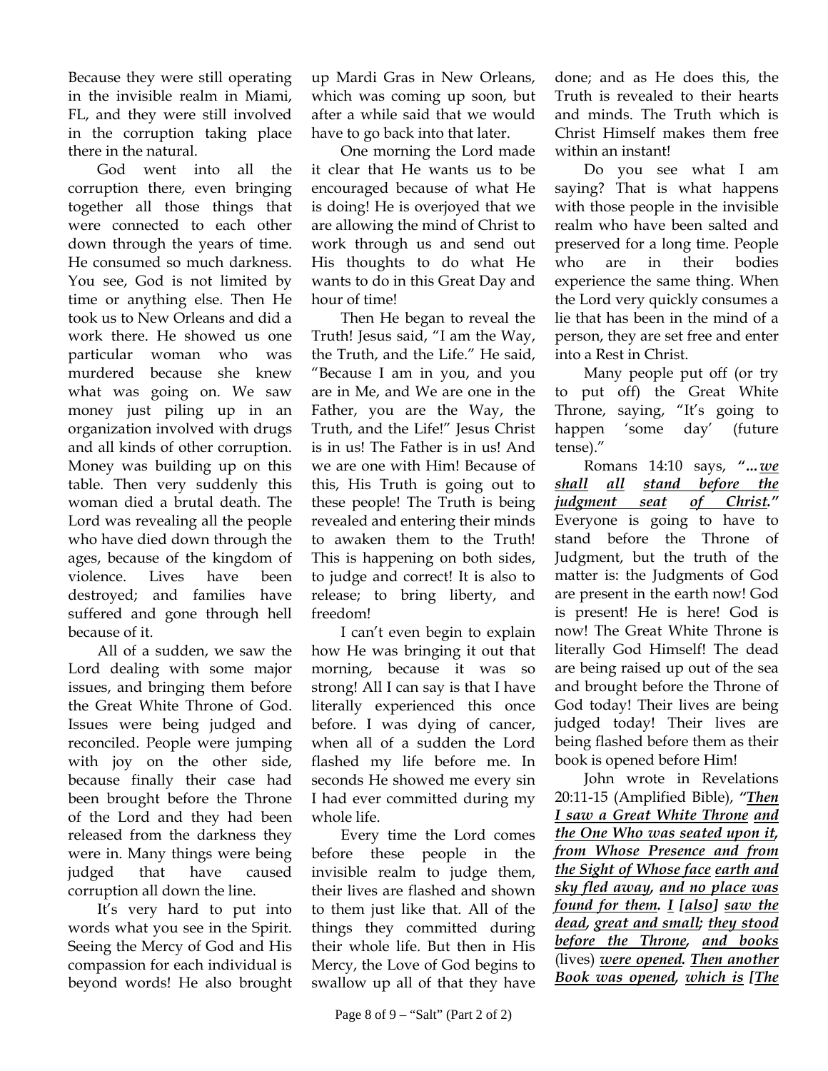Because they were still operating in the invisible realm in Miami, FL, and they were still involved in the corruption taking place there in the natural.

God went into all the corruption there, even bringing together all those things that were connected to each other down through the years of time. He consumed so much darkness. You see, God is not limited by time or anything else. Then He took us to New Orleans and did a work there. He showed us one particular woman who was murdered because she knew what was going on. We saw money just piling up in an organization involved with drugs and all kinds of other corruption. Money was building up on this table. Then very suddenly this woman died a brutal death. The Lord was revealing all the people who have died down through the ages, because of the kingdom of violence. Lives have been destroyed; and families have suffered and gone through hell because of it.

All of a sudden, we saw the Lord dealing with some major issues, and bringing them before the Great White Throne of God. Issues were being judged and reconciled. People were jumping with joy on the other side, because finally their case had been brought before the Throne of the Lord and they had been released from the darkness they were in. Many things were being judged that have caused corruption all down the line.

It's very hard to put into words what you see in the Spirit. Seeing the Mercy of God and His compassion for each individual is beyond words! He also brought up Mardi Gras in New Orleans, which was coming up soon, but after a while said that we would have to go back into that later.

One morning the Lord made it clear that He wants us to be encouraged because of what He is doing! He is overjoyed that we are allowing the mind of Christ to work through us and send out His thoughts to do what He wants to do in this Great Day and hour of time!

Then He began to reveal the Truth! Jesus said, "I am the Way, the Truth, and the Life." He said, "Because I am in you, and you are in Me, and We are one in the Father, you are the Way, the Truth, and the Life!" Jesus Christ is in us! The Father is in us! And we are one with Him! Because of this, His Truth is going out to these people! The Truth is being revealed and entering their minds to awaken them to the Truth! This is happening on both sides, to judge and correct! It is also to release; to bring liberty, and freedom!

I can't even begin to explain how He was bringing it out that morning, because it was so strong! All I can say is that I have literally experienced this once before. I was dying of cancer, when all of a sudden the Lord flashed my life before me. In seconds He showed me every sin I had ever committed during my whole life.

Every time the Lord comes before these people in the invisible realm to judge them, their lives are flashed and shown to them just like that. All of the things they committed during their whole life. But then in His Mercy, the Love of God begins to swallow up all of that they have done; and as He does this, the Truth is revealed to their hearts and minds. The Truth which is Christ Himself makes them free within an instant!

Do you see what I am saying? That is what happens with those people in the invisible realm who have been salted and preserved for a long time. People who are in their bodies experience the same thing. When the Lord very quickly consumes a lie that has been in the mind of a person, they are set free and enter into a Rest in Christ.

Many people put off (or try to put off) the Great White Throne, saying, "It's going to happen 'some day' (future tense)."

Romans 14:10 says, ***"…*<u>we shall</u> <u>all</u> <u>stand before the judgment seat</u> <u>of Christ</u>."*** Everyone is going to have to stand before the Throne of Judgment, but the truth of the matter is: the Judgments of God are present in the earth now! God is present! He is here! God is now! The Great White Throne is literally God Himself! The dead are being raised up out of the sea and brought before the Throne of God today! Their lives are being judged today! Their lives are being flashed before them as their book is opened before Him!

John wrote in Revelations 20:11-15 (Amplified Bible), ***"<u>Then I saw a Great White Throne</u> <u>and the One Who was seated upon it</u>, <u>from Whose Presence and from the Sight of Whose face</u> <u>earth and sky fled away</u>, <u>and no place was found for them</u>. <u>I</u> [<u>also</u>] <u>saw the dead</u>, <u>great and small</u>; <u>they stood before the Throne</u>, <u>and books</u>*** (lives) ***<u>were opened</u>. <u>Then another Book was opened</u>, <u>which is</u> [<u>The</u>***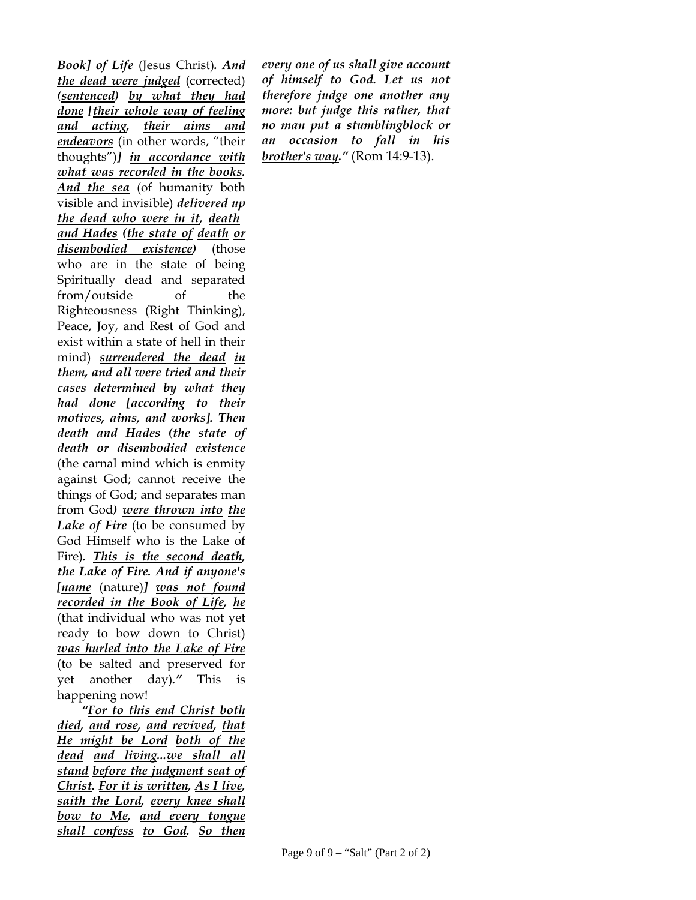***Book]*** ***of Life*** (Jesus Christ)***.*** ***And the dead were judged*** (corrected) ***(sentenced)*** ***by what they had done [their whole way of feeling and acting, their aims and endeavors*** (in other words, "their thoughts")***]*** ***in accordance with what was recorded in the books. And the sea*** (of humanity both visible and invisible) ***delivered up the dead who were in it, death and Hades (the state of death or disembodied existence)*** (those who are in the state of being Spiritually dead and separated from/outside of the Righteousness (Right Thinking), Peace, Joy, and Rest of God and exist within a state of hell in their mind) ***surrendered the dead in them, and all were tried and their cases determined by what they had done [according to their motives, aims, and works]. Then death and Hades (the state of death or disembodied existence*** (the carnal mind which is enmity against God; cannot receive the things of God; and separates man from God***)*** ***were thrown into the Lake of Fire*** (to be consumed by God Himself who is the Lake of Fire)***.*** ***This is the second death, the Lake of Fire. And if anyone's [name*** (nature)***]*** ***was not found recorded in the Book of Life, he*** (that individual who was not yet ready to bow down to Christ) ***was hurled into the Lake of Fire*** (to be salted and preserved for yet another day)***."*** This is happening now!

***"For to this end Christ both died, and rose, and revived, that He might be Lord both of the dead and living...we shall all stand before the judgment seat of Christ. For it is written, As I live, saith the Lord, every knee shall bow to Me, and every tongue shall confess to God. So then every one of us shall give account of himself to God. Let us not therefore judge one another any more: but judge this rather, that no man put a stumblingblock or an occasion to fall in his brother's way."*** (Rom 14:9-13).